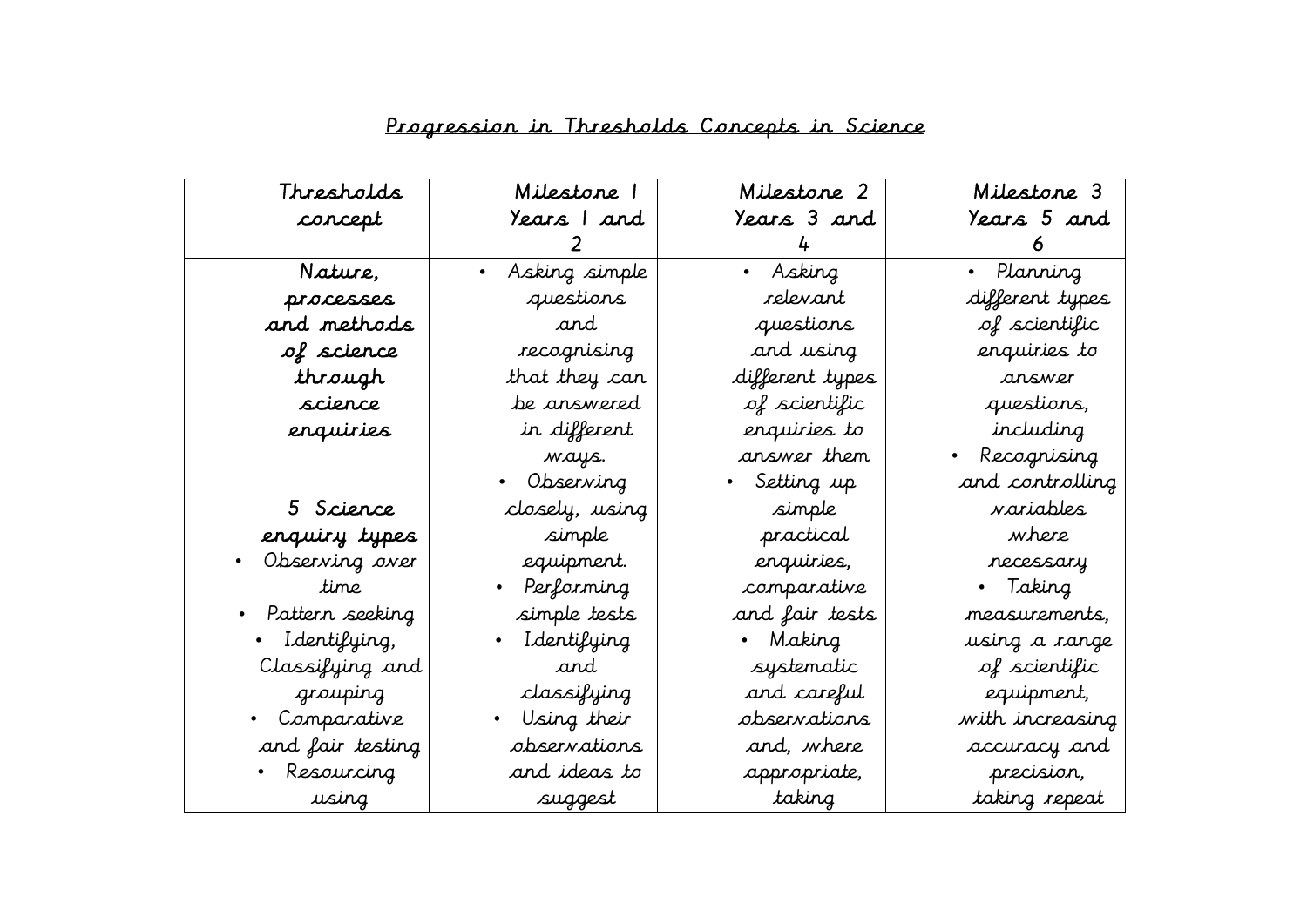# Progression in Thresholds Concepts in Science

| Thresholds concept | Milestone 1 Years 1 and 2 | Milestone 2 Years 3 and 4 | Milestone 3 Years 5 and 6 |
|---|---|---|---|
| **Nature, processes and methods of science through science enquiries**<br><br>**5 Science enquiry types**<br>• Observing over time<br>• Pattern seeking<br>• Identifying, Classifying and grouping<br>• Comparative and fair testing<br>• Resourcing using | • Asking simple questions and recognising that they can be answered in different ways.<br>• Observing closely, using simple equipment.<br>• Performing simple tests<br>• Identifying and classifying<br>• Using their observations and ideas to suggest | • Asking relevant questions and using different types of scientific enquiries to answer them<br>• Setting up simple practical enquiries, comparative and fair tests<br>• Making systematic and careful observations and, where appropriate, taking | • Planning different types of scientific enquiries to answer questions, including<br>• Recognising and controlling variables where necessary<br>• Taking measurements, using a range of scientific equipment, with increasing accuracy and precision, taking repeat |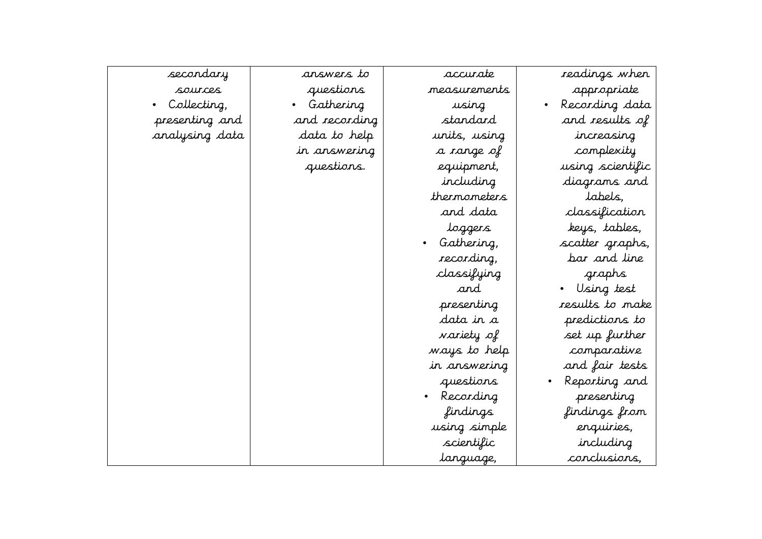| | | | |
|---|---|---|---|
| secondary sources<br>• Collecting, presenting and analysing data | answers to questions<br>• Gathering and recording data to help in answering questions. | accurate measurements using standard units, using a range of equipment, including thermometers and data loggers<br>• Gathering, recording, classifying and presenting data in a variety of ways to help in answering questions<br>• Recording findings using simple scientific language, | readings when appropriate<br>• Recording data and results of increasing complexity using scientific diagrams and labels, classification keys, tables, scatter graphs, bar and line graphs<br>• Using test results to make predictions to set up further comparative and fair tests<br>• Reporting and presenting findings from enquiries, including conclusions, |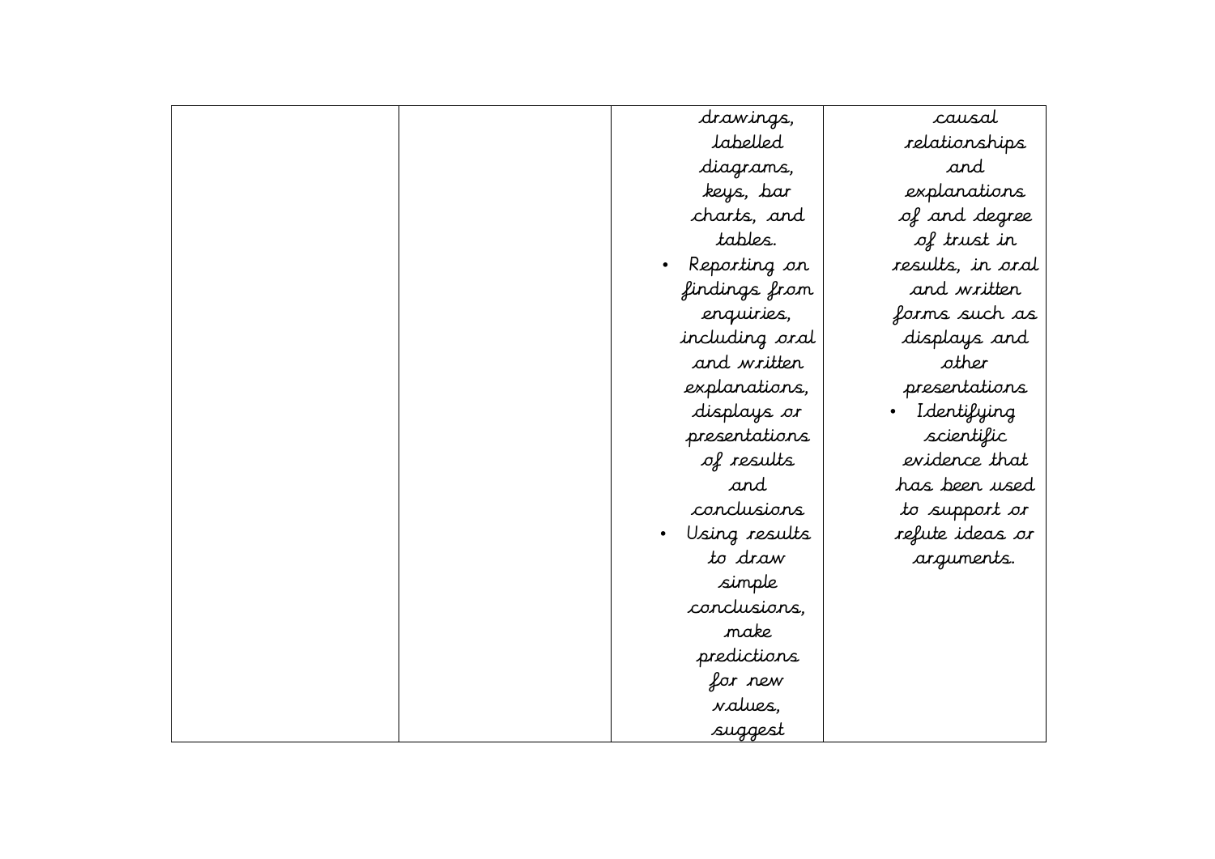|  |  |  |  |
| --- | --- | --- | --- |
|  |  | drawings, labelled diagrams, keys, bar charts, and tables.<br>• Reporting on findings from enquiries, including oral and written explanations, displays or presentations of results and conclusions<br>• Using results to draw simple conclusions, make predictions for new values, suggest | causal relationships and explanations of and degree of trust in results, in oral and written forms such as displays and other presentations<br>• Identifying scientific evidence that has been used to support or refute ideas or arguments. |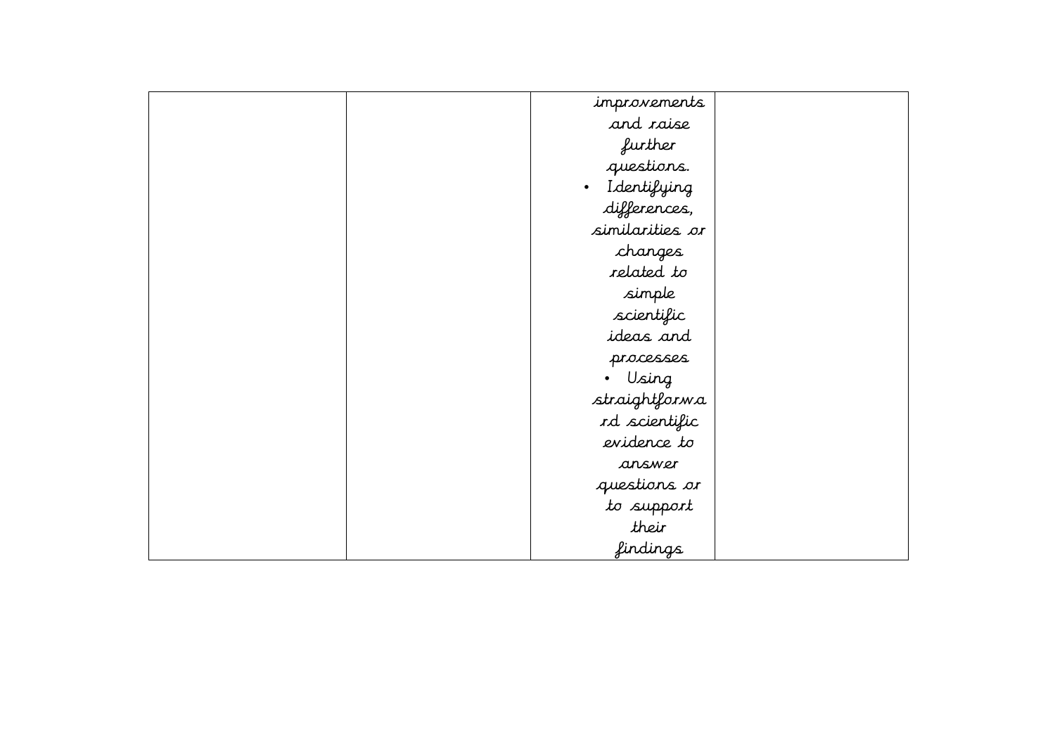| | | | |
|---|---|---|---|
| | | improvements and raise further questions.<br>• Identifying differences, similarities or changes related to simple scientific ideas and processes<br>• Using straightforward scientific evidence to answer questions or to support their findings | |